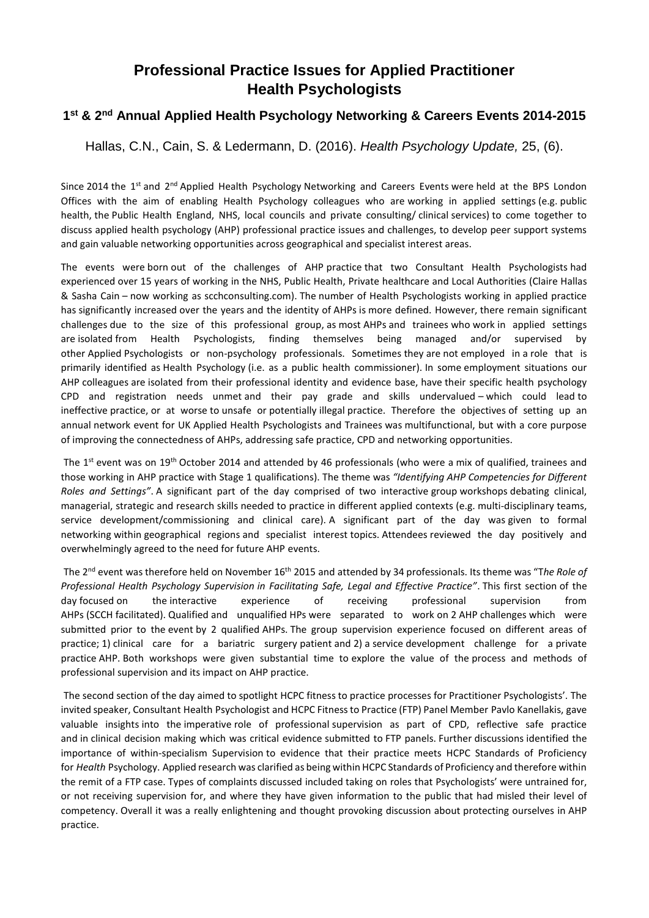# Professional Practice Issues for Applied Practitioner Health Psychologists

## 1st & 2nd Annual Applied Health Psychology Networking & Careers Events 2014-2015

Hallas, C.N., Cain, S. & Ledermann, D. (2016). *Health Psychology Update,* 25, (6).

Since 2014 the 1st and 2nd Applied Health Psychology Networking and Careers Events were held at the BPS London Offices with the aim of enabling Health Psychology colleagues who are working in applied settings (e.g. public health, the Public Health England, NHS, local councils and private consulting/ clinical services) to come together to discuss applied health psychology (AHP) professional practice issues and challenges, to develop peer support systems and gain valuable networking opportunities across geographical and specialist interest areas.

The events were born out of the challenges of AHP practice that two Consultant Health Psychologists had experienced over 15 years of working in the NHS, Public Health, Private healthcare and Local Authorities (Claire Hallas & Sasha Cain – now working as scchconsulting.com). The number of Health Psychologists working in applied practice has significantly increased over the years and the identity of AHPs is more defined. However, there remain significant challenges due to the size of this professional group, as most AHPs and trainees who work in applied settings are isolated from Health Psychologists, finding themselves being managed and/or supervised by other Applied Psychologists or non-psychology professionals. Sometimes they are not employed in a role that is primarily identified as Health Psychology (i.e. as a public health commissioner). In some employment situations our AHP colleagues are isolated from their professional identity and evidence base, have their specific health psychology CPD and registration needs unmet and their pay grade and skills undervalued – which could lead to ineffective practice, or at worse to unsafe or potentially illegal practice. Therefore the objectives of setting up an annual network event for UK Applied Health Psychologists and Trainees was multifunctional, but with a core purpose of improving the connectedness of AHPs, addressing safe practice, CPD and networking opportunities.

The 1st event was on 19th October 2014 and attended by 46 professionals (who were a mix of qualified, trainees and those working in AHP practice with Stage 1 qualifications). The theme was *"Identifying AHP Competencies for Different Roles and Settings"*. A significant part of the day comprised of two interactive group workshops debating clinical, managerial, strategic and research skills needed to practice in different applied contexts (e.g. multi-disciplinary teams, service development/commissioning and clinical care). A significant part of the day was given to formal networking within geographical regions and specialist interest topics. Attendees reviewed the day positively and overwhelmingly agreed to the need for future AHP events.

The 2nd event was therefore held on November 16th 2015 and attended by 34 professionals. Its theme was "T*he Role of Professional Health Psychology Supervision in Facilitating Safe, Legal and Effective Practice"*. This first section of the day focused on the interactive experience of receiving professional supervision from AHPs (SCCH facilitated). Qualified and unqualified HPs were separated to work on 2 AHP challenges which were submitted prior to the event by 2 qualified AHPs. The group supervision experience focused on different areas of practice; 1) clinical care for a bariatric surgery patient and 2) a service development challenge for a private practice AHP. Both workshops were given substantial time to explore the value of the process and methods of professional supervision and its impact on AHP practice.

The second section of the day aimed to spotlight HCPC fitness to practice processes for Practitioner Psychologists'. The invited speaker, Consultant Health Psychologist and HCPC Fitness to Practice (FTP) Panel Member Pavlo Kanellakis, gave valuable insights into the imperative role of professional supervision as part of CPD, reflective safe practice and in clinical decision making which was critical evidence submitted to FTP panels. Further discussions identified the importance of within-specialism Supervision to evidence that their practice meets HCPC Standards of Proficiency for *Health* Psychology. Applied research was clarified as being within HCPC Standards of Proficiency and therefore within the remit of a FTP case. Types of complaints discussed included taking on roles that Psychologists' were untrained for, or not receiving supervision for, and where they have given information to the public that had misled their level of competency. Overall it was a really enlightening and thought provoking discussion about protecting ourselves in AHP practice.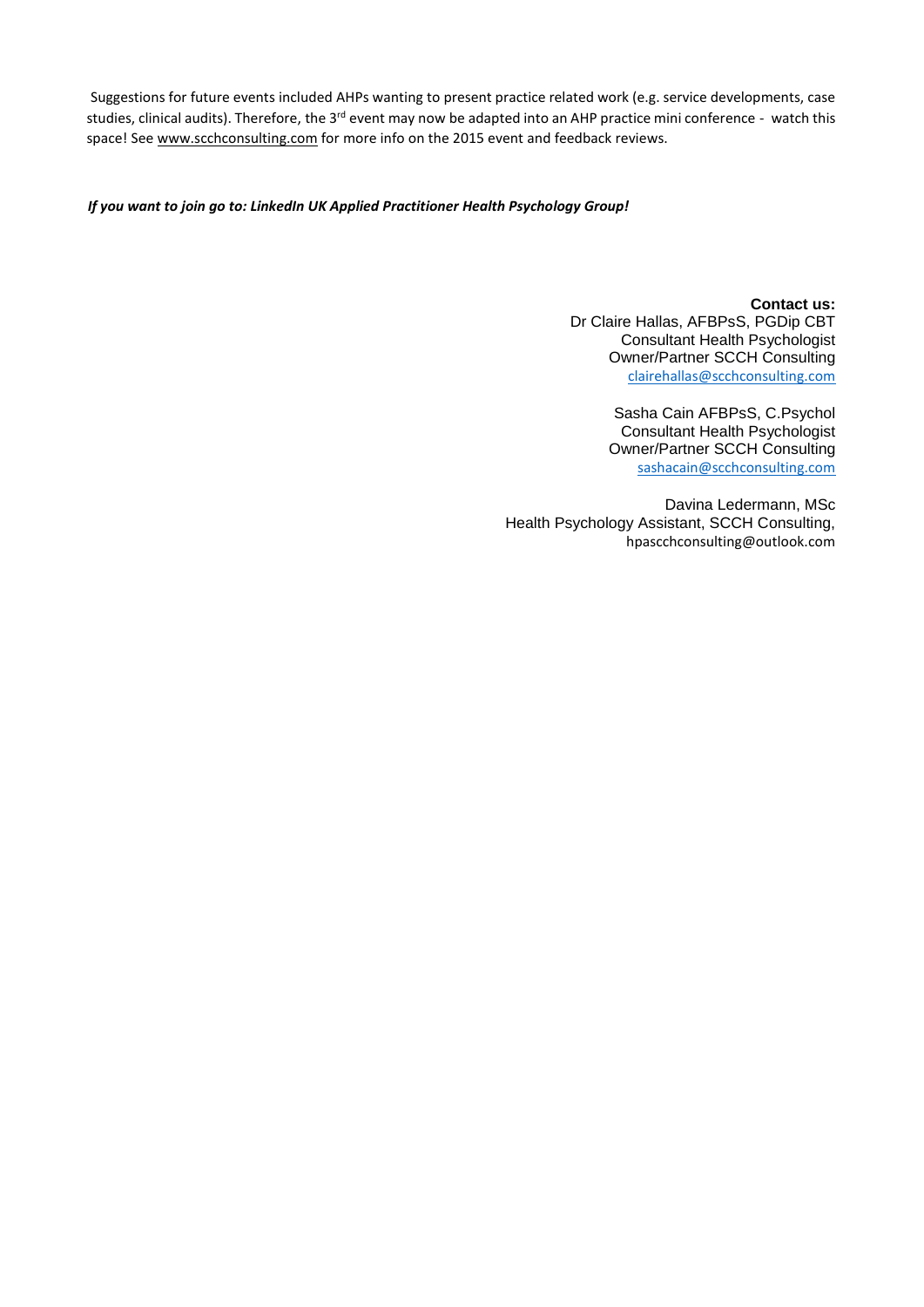Suggestions for future events included AHPs wanting to present practice related work (e.g. service developments, case studies, clinical audits). Therefore, the 3rd event may now be adapted into an AHP practice mini conference - watch this space! See www.scchconsulting.com for more info on the 2015 event and feedback reviews.

***If you want to join go to: LinkedIn UK Applied Practitioner Health Psychology Group!***

**Contact us:**

Dr Claire Hallas, AFBPsS, PGDip CBT
Consultant Health Psychologist
Owner/Partner SCCH Consulting
clairehallas@scchconsulting.com

Sasha Cain AFBPsS, C.Psychol
Consultant Health Psychologist
Owner/Partner SCCH Consulting
sashacain@scchconsulting.com

Davina Ledermann, MSc
Health Psychology Assistant, SCCH Consulting,
hpascchconsulting@outlook.com